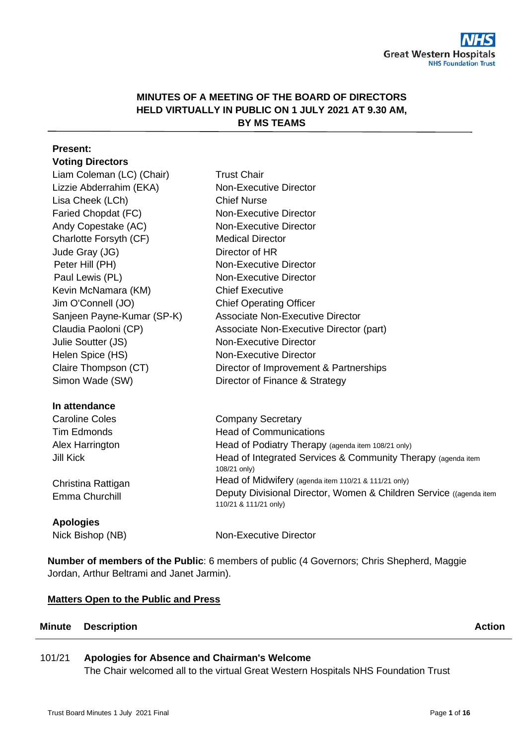**MINUTES OF A MEETING OF THE BOARD OF DIRECTORS HELD VIRTUALLY IN PUBLIC ON 1 JULY 2021 AT 9.30 AM, BY MS TEAMS**

---

**Present:**

**Voting Directors**

| | |
|---|---|
| Liam Coleman (LC) (Chair) | Trust Chair |
| Lizzie Abderrahim (EKA) | Non-Executive Director |
| Lisa Cheek (LCh) | Chief Nurse |
| Faried Chopdat (FC) | Non-Executive Director |
| Andy Copestake (AC) | Non-Executive Director |
| Charlotte Forsyth (CF) | Medical Director |
| Jude Gray (JG) | Director of HR |
| Peter Hill (PH) | Non-Executive Director |
| Paul Lewis (PL) | Non-Executive Director |
| Kevin McNamara (KM) | Chief Executive |
| Jim O'Connell (JO) | Chief Operating Officer |
| Sanjeen Payne-Kumar (SP-K) | Associate Non-Executive Director |
| Claudia Paoloni (CP) | Associate Non-Executive Director (part) |
| Julie Soutter (JS) | Non-Executive Director |
| Helen Spice (HS) | Non-Executive Director |
| Claire Thompson (CT) | Director of Improvement & Partnerships |
| Simon Wade (SW) | Director of Finance & Strategy |

**In attendance**

| | |
|---|---|
| Caroline Coles | Company Secretary |
| Tim Edmonds | Head of Communications |
| Alex Harrington | Head of Podiatry Therapy (agenda item 108/21 only) |
| Jill Kick | Head of Integrated Services & Community Therapy (agenda item 108/21 only) |
| Christina Rattigan | Head of Midwifery (agenda item 110/21 & 111/21 only) |
| Emma Churchill | Deputy Divisional Director, Women & Children Service ((agenda item 110/21 & 111/21 only) |

**Apologies**

| | |
|---|---|
| Nick Bishop (NB) | Non-Executive Director |

**Number of members of the Public**: 6 members of public (4 Governors; Chris Shepherd, Maggie Jordan, Arthur Beltrami and Janet Jarmin).

**Matters Open to the Public and Press**

| Minute | Description | Action |
|---|---|---|
| 101/21 | **Apologies for Absence and Chairman's Welcome**<br>The Chair welcomed all to the virtual Great Western Hospitals NHS Foundation Trust | |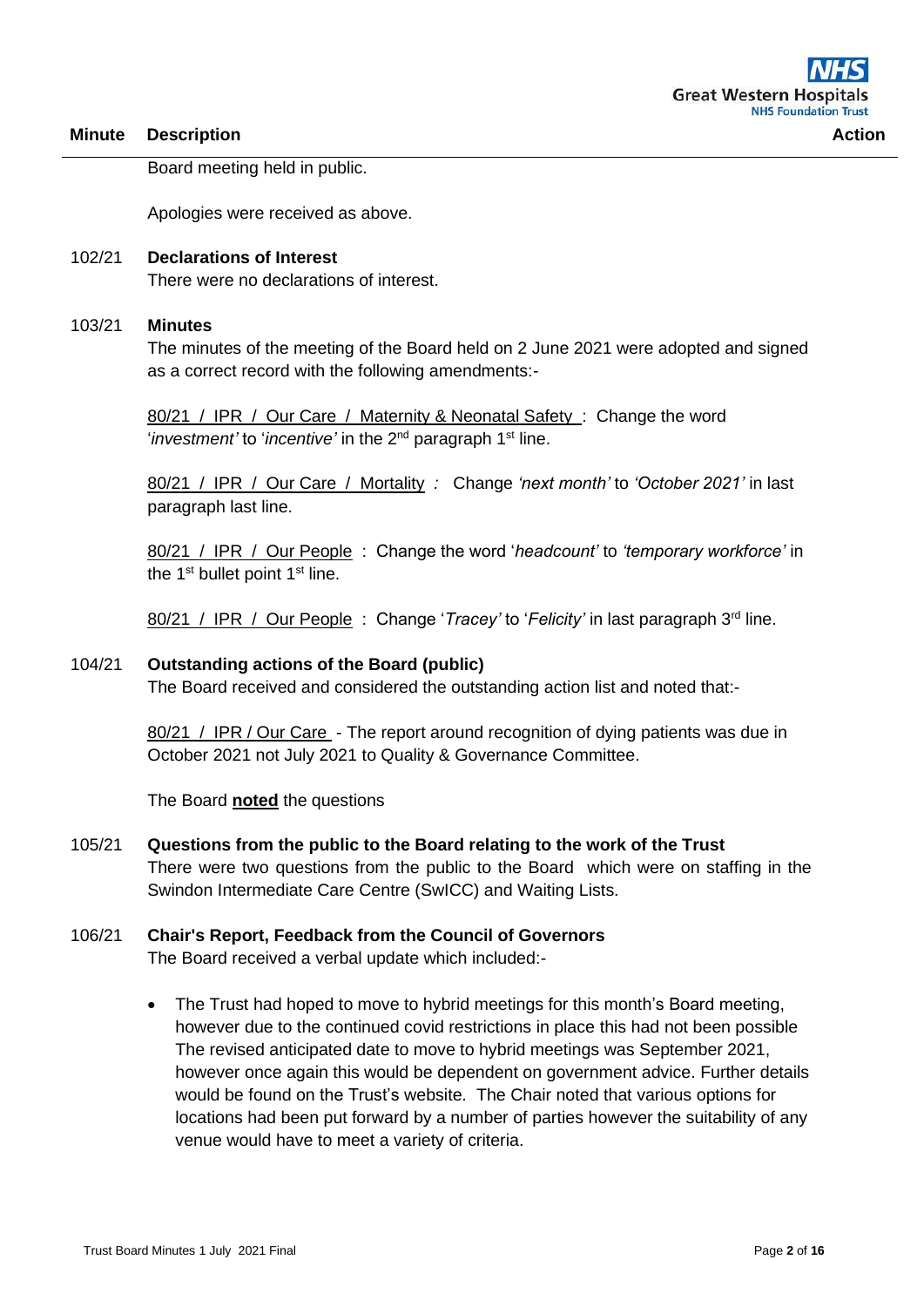| Minute | Description | Action |
|---|---|---|

Board meeting held in public.

Apologies were received as above.

**102/21 Declarations of Interest**

There were no declarations of interest.

**103/21 Minutes**

The minutes of the meeting of the Board held on 2 June 2021 were adopted and signed as a correct record with the following amendments:-

80/21 / IPR / Our Care / Maternity & Neonatal Safety : Change the word '*investment'* to '*incentive'* in the 2nd paragraph 1st line.

80/21 / IPR / Our Care / Mortality *:* Change *'next month'* to *'October 2021'* in last paragraph last line.

80/21 / IPR / Our People : Change the word '*headcount'* to *'temporary workforce'* in the 1st bullet point 1st line.

80/21 / IPR / Our People : Change '*Tracey'* to '*Felicity'* in last paragraph 3rd line.

**104/21 Outstanding actions of the Board (public)**

The Board received and considered the outstanding action list and noted that:-

80/21 / IPR / Our Care - The report around recognition of dying patients was due in October 2021 not July 2021 to Quality & Governance Committee.

The Board **noted** the questions

**105/21 Questions from the public to the Board relating to the work of the Trust**

There were two questions from the public to the Board which were on staffing in the Swindon Intermediate Care Centre (SwICC) and Waiting Lists.

**106/21 Chair's Report, Feedback from the Council of Governors**

The Board received a verbal update which included:-

- The Trust had hoped to move to hybrid meetings for this month's Board meeting, however due to the continued covid restrictions in place this had not been possible The revised anticipated date to move to hybrid meetings was September 2021, however once again this would be dependent on government advice. Further details would be found on the Trust's website. The Chair noted that various options for locations had been put forward by a number of parties however the suitability of any venue would have to meet a variety of criteria.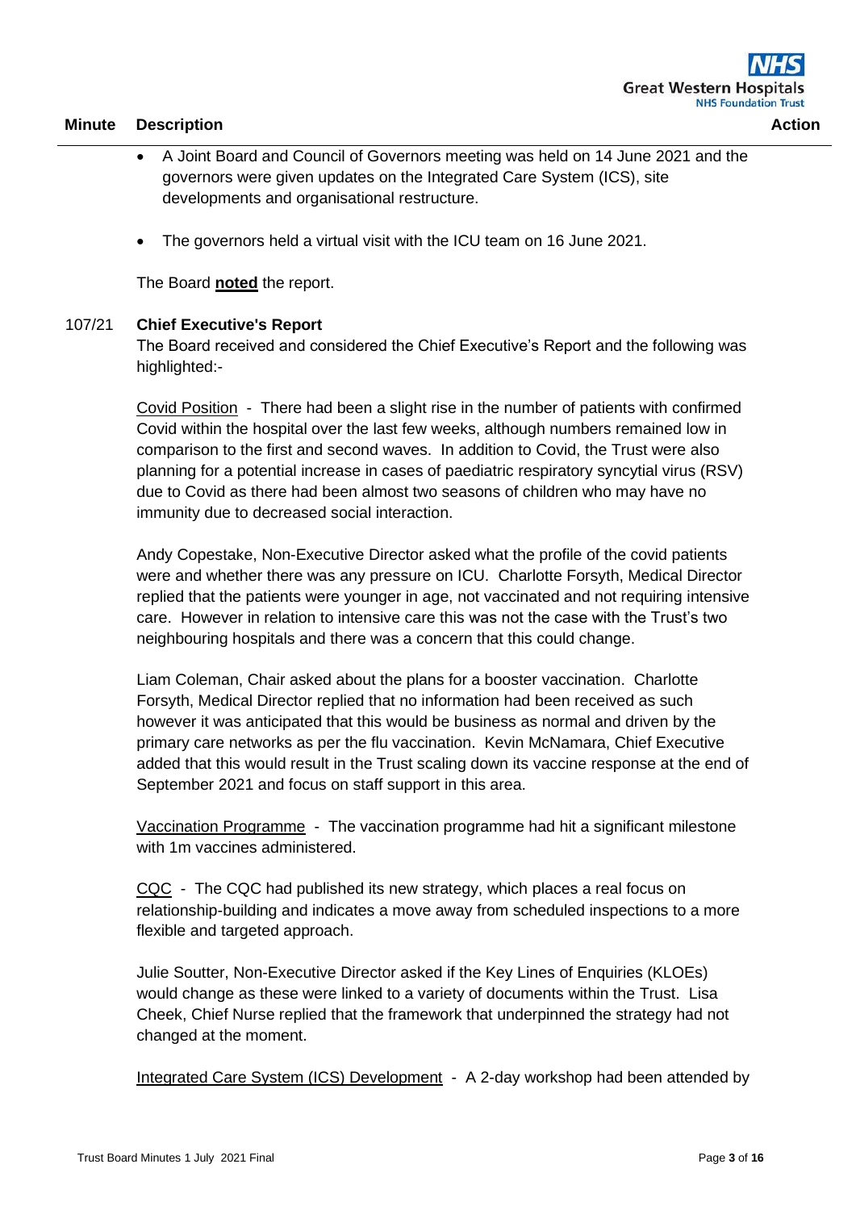| Minute | Description | Action |
|---|---|---|

- A Joint Board and Council of Governors meeting was held on 14 June 2021 and the governors were given updates on the Integrated Care System (ICS), site developments and organisational restructure.

- The governors held a virtual visit with the ICU team on 16 June 2021.

The Board **noted** the report.

**107/21 Chief Executive's Report**

The Board received and considered the Chief Executive's Report and the following was highlighted:-

Covid Position - There had been a slight rise in the number of patients with confirmed Covid within the hospital over the last few weeks, although numbers remained low in comparison to the first and second waves. In addition to Covid, the Trust were also planning for a potential increase in cases of paediatric respiratory syncytial virus (RSV) due to Covid as there had been almost two seasons of children who may have no immunity due to decreased social interaction.

Andy Copestake, Non-Executive Director asked what the profile of the covid patients were and whether there was any pressure on ICU. Charlotte Forsyth, Medical Director replied that the patients were younger in age, not vaccinated and not requiring intensive care. However in relation to intensive care this was not the case with the Trust's two neighbouring hospitals and there was a concern that this could change.

Liam Coleman, Chair asked about the plans for a booster vaccination. Charlotte Forsyth, Medical Director replied that no information had been received as such however it was anticipated that this would be business as normal and driven by the primary care networks as per the flu vaccination. Kevin McNamara, Chief Executive added that this would result in the Trust scaling down its vaccine response at the end of September 2021 and focus on staff support in this area.

Vaccination Programme - The vaccination programme had hit a significant milestone with 1m vaccines administered.

CQC - The CQC had published its new strategy, which places a real focus on relationship-building and indicates a move away from scheduled inspections to a more flexible and targeted approach.

Julie Soutter, Non-Executive Director asked if the Key Lines of Enquiries (KLOEs) would change as these were linked to a variety of documents within the Trust. Lisa Cheek, Chief Nurse replied that the framework that underpinned the strategy had not changed at the moment.

Integrated Care System (ICS) Development - A 2-day workshop had been attended by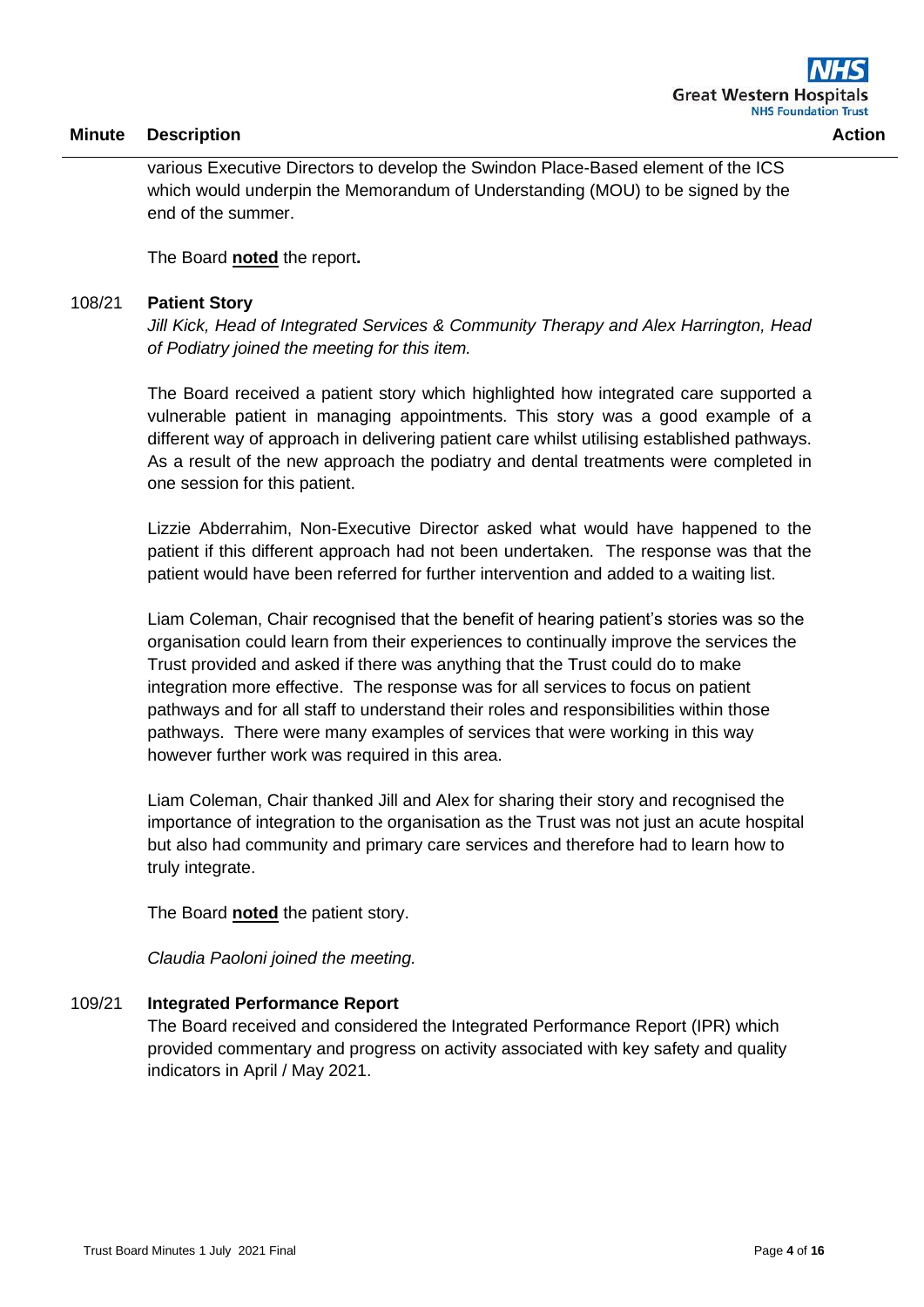| Minute | Description | Action |
|---|---|---|

various Executive Directors to develop the Swindon Place-Based element of the ICS which would underpin the Memorandum of Understanding (MOU) to be signed by the end of the summer.

The Board **noted** the report**.**

**108/21 Patient Story**

*Jill Kick, Head of Integrated Services & Community Therapy and Alex Harrington, Head of Podiatry joined the meeting for this item.*

The Board received a patient story which highlighted how integrated care supported a vulnerable patient in managing appointments. This story was a good example of a different way of approach in delivering patient care whilst utilising established pathways. As a result of the new approach the podiatry and dental treatments were completed in one session for this patient.

Lizzie Abderrahim, Non-Executive Director asked what would have happened to the patient if this different approach had not been undertaken. The response was that the patient would have been referred for further intervention and added to a waiting list.

Liam Coleman, Chair recognised that the benefit of hearing patient's stories was so the organisation could learn from their experiences to continually improve the services the Trust provided and asked if there was anything that the Trust could do to make integration more effective. The response was for all services to focus on patient pathways and for all staff to understand their roles and responsibilities within those pathways. There were many examples of services that were working in this way however further work was required in this area.

Liam Coleman, Chair thanked Jill and Alex for sharing their story and recognised the importance of integration to the organisation as the Trust was not just an acute hospital but also had community and primary care services and therefore had to learn how to truly integrate.

The Board **noted** the patient story.

*Claudia Paoloni joined the meeting.*

**109/21 Integrated Performance Report**

The Board received and considered the Integrated Performance Report (IPR) which provided commentary and progress on activity associated with key safety and quality indicators in April / May 2021.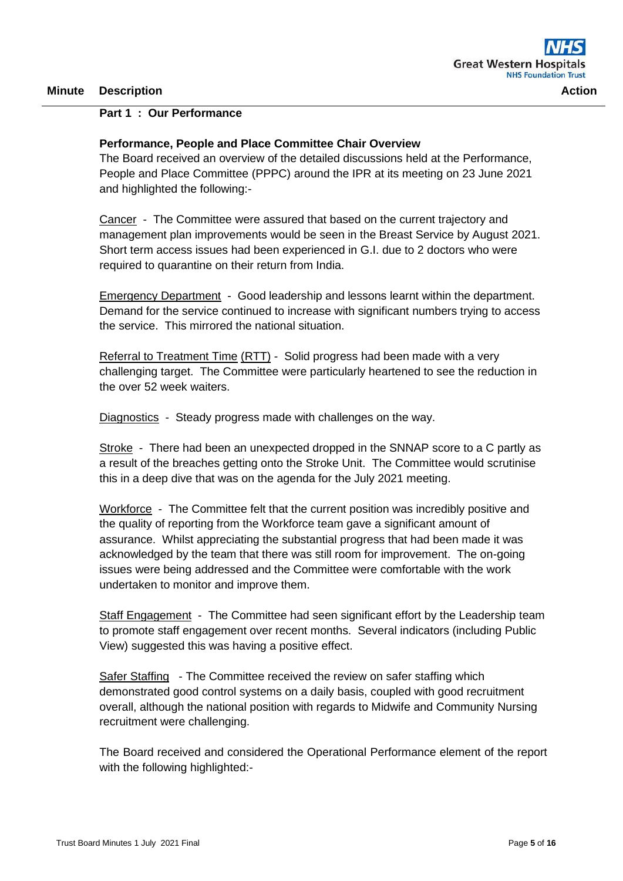| Minute | Description | Action |
|---|---|---|

**Part 1 : Our Performance**

**Performance, People and Place Committee Chair Overview**

The Board received an overview of the detailed discussions held at the Performance, People and Place Committee (PPPC) around the IPR at its meeting on 23 June 2021 and highlighted the following:-

Cancer - The Committee were assured that based on the current trajectory and management plan improvements would be seen in the Breast Service by August 2021. Short term access issues had been experienced in G.I. due to 2 doctors who were required to quarantine on their return from India.

Emergency Department - Good leadership and lessons learnt within the department. Demand for the service continued to increase with significant numbers trying to access the service. This mirrored the national situation.

Referral to Treatment Time (RTT) - Solid progress had been made with a very challenging target. The Committee were particularly heartened to see the reduction in the over 52 week waiters.

Diagnostics - Steady progress made with challenges on the way.

Stroke - There had been an unexpected dropped in the SNNAP score to a C partly as a result of the breaches getting onto the Stroke Unit. The Committee would scrutinise this in a deep dive that was on the agenda for the July 2021 meeting.

Workforce - The Committee felt that the current position was incredibly positive and the quality of reporting from the Workforce team gave a significant amount of assurance. Whilst appreciating the substantial progress that had been made it was acknowledged by the team that there was still room for improvement. The on-going issues were being addressed and the Committee were comfortable with the work undertaken to monitor and improve them.

Staff Engagement - The Committee had seen significant effort by the Leadership team to promote staff engagement over recent months. Several indicators (including Public View) suggested this was having a positive effect.

Safer Staffing - The Committee received the review on safer staffing which demonstrated good control systems on a daily basis, coupled with good recruitment overall, although the national position with regards to Midwife and Community Nursing recruitment were challenging.

The Board received and considered the Operational Performance element of the report with the following highlighted:-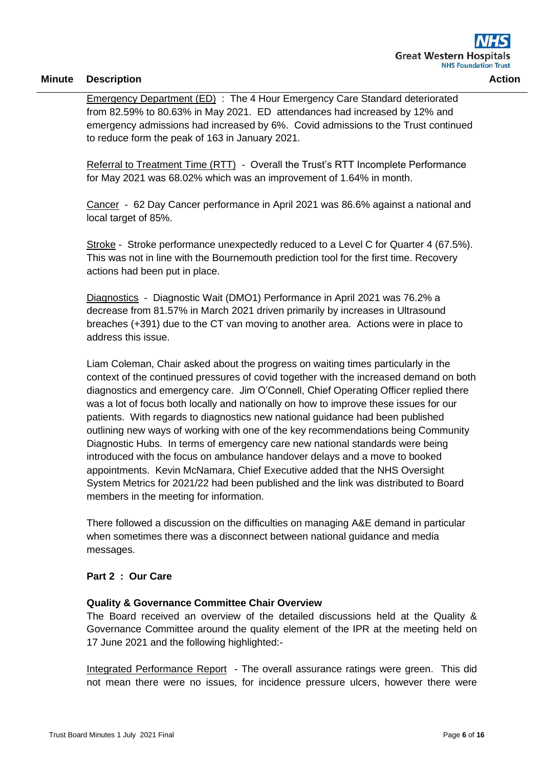| Minute | Description | Action |
|---|---|---|

Emergency Department (ED) : The 4 Hour Emergency Care Standard deteriorated from 82.59% to 80.63% in May 2021. ED attendances had increased by 12% and emergency admissions had increased by 6%. Covid admissions to the Trust continued to reduce form the peak of 163 in January 2021.

Referral to Treatment Time (RTT) - Overall the Trust's RTT Incomplete Performance for May 2021 was 68.02% which was an improvement of 1.64% in month.

Cancer - 62 Day Cancer performance in April 2021 was 86.6% against a national and local target of 85%.

Stroke - Stroke performance unexpectedly reduced to a Level C for Quarter 4 (67.5%). This was not in line with the Bournemouth prediction tool for the first time. Recovery actions had been put in place.

Diagnostics - Diagnostic Wait (DMO1) Performance in April 2021 was 76.2% a decrease from 81.57% in March 2021 driven primarily by increases in Ultrasound breaches (+391) due to the CT van moving to another area. Actions were in place to address this issue.

Liam Coleman, Chair asked about the progress on waiting times particularly in the context of the continued pressures of covid together with the increased demand on both diagnostics and emergency care. Jim O'Connell, Chief Operating Officer replied there was a lot of focus both locally and nationally on how to improve these issues for our patients. With regards to diagnostics new national guidance had been published outlining new ways of working with one of the key recommendations being Community Diagnostic Hubs. In terms of emergency care new national standards were being introduced with the focus on ambulance handover delays and a move to booked appointments. Kevin McNamara, Chief Executive added that the NHS Oversight System Metrics for 2021/22 had been published and the link was distributed to Board members in the meeting for information.

There followed a discussion on the difficulties on managing A&E demand in particular when sometimes there was a disconnect between national guidance and media messages.

**Part 2 : Our Care**

**Quality & Governance Committee Chair Overview**

The Board received an overview of the detailed discussions held at the Quality & Governance Committee around the quality element of the IPR at the meeting held on 17 June 2021 and the following highlighted:-

Integrated Performance Report - The overall assurance ratings were green. This did not mean there were no issues, for incidence pressure ulcers, however there were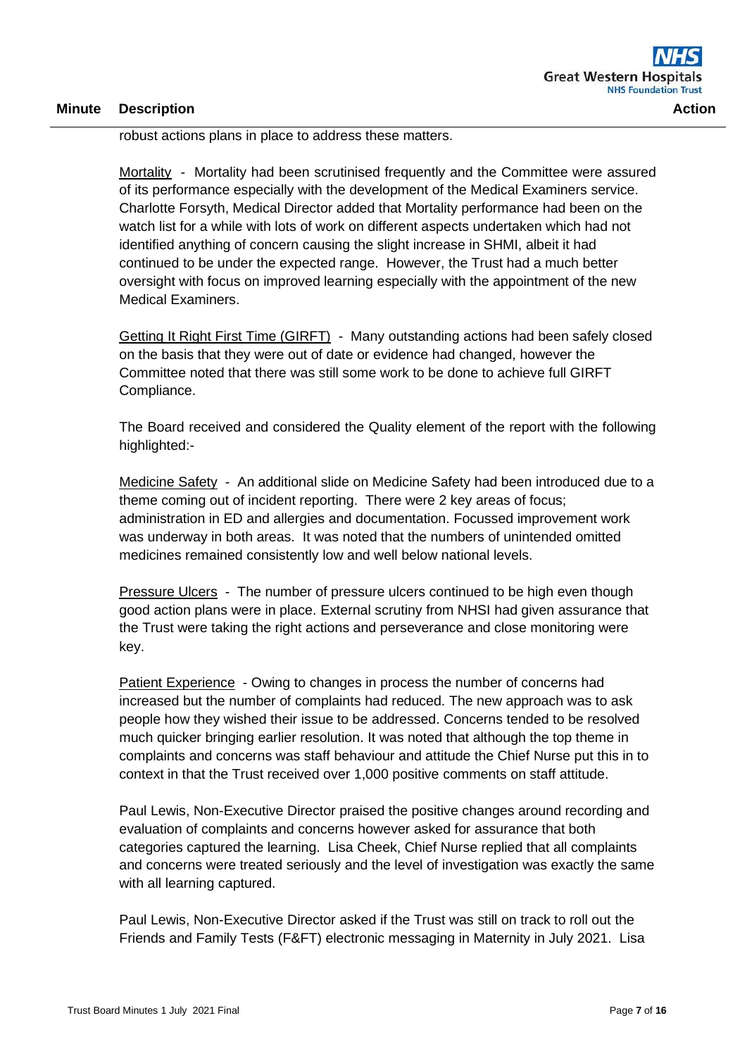robust actions plans in place to address these matters.

Mortality - Mortality had been scrutinised frequently and the Committee were assured of its performance especially with the development of the Medical Examiners service. Charlotte Forsyth, Medical Director added that Mortality performance had been on the watch list for a while with lots of work on different aspects undertaken which had not identified anything of concern causing the slight increase in SHMI, albeit it had continued to be under the expected range. However, the Trust had a much better oversight with focus on improved learning especially with the appointment of the new Medical Examiners.

Getting It Right First Time (GIRFT) - Many outstanding actions had been safely closed on the basis that they were out of date or evidence had changed, however the Committee noted that there was still some work to be done to achieve full GIRFT Compliance.

The Board received and considered the Quality element of the report with the following highlighted:-

Medicine Safety - An additional slide on Medicine Safety had been introduced due to a theme coming out of incident reporting. There were 2 key areas of focus; administration in ED and allergies and documentation. Focussed improvement work was underway in both areas. It was noted that the numbers of unintended omitted medicines remained consistently low and well below national levels.

Pressure Ulcers - The number of pressure ulcers continued to be high even though good action plans were in place. External scrutiny from NHSI had given assurance that the Trust were taking the right actions and perseverance and close monitoring were key.

Patient Experience - Owing to changes in process the number of concerns had increased but the number of complaints had reduced. The new approach was to ask people how they wished their issue to be addressed. Concerns tended to be resolved much quicker bringing earlier resolution. It was noted that although the top theme in complaints and concerns was staff behaviour and attitude the Chief Nurse put this in to context in that the Trust received over 1,000 positive comments on staff attitude.

Paul Lewis, Non-Executive Director praised the positive changes around recording and evaluation of complaints and concerns however asked for assurance that both categories captured the learning. Lisa Cheek, Chief Nurse replied that all complaints and concerns were treated seriously and the level of investigation was exactly the same with all learning captured.

Paul Lewis, Non-Executive Director asked if the Trust was still on track to roll out the Friends and Family Tests (F&FT) electronic messaging in Maternity in July 2021. Lisa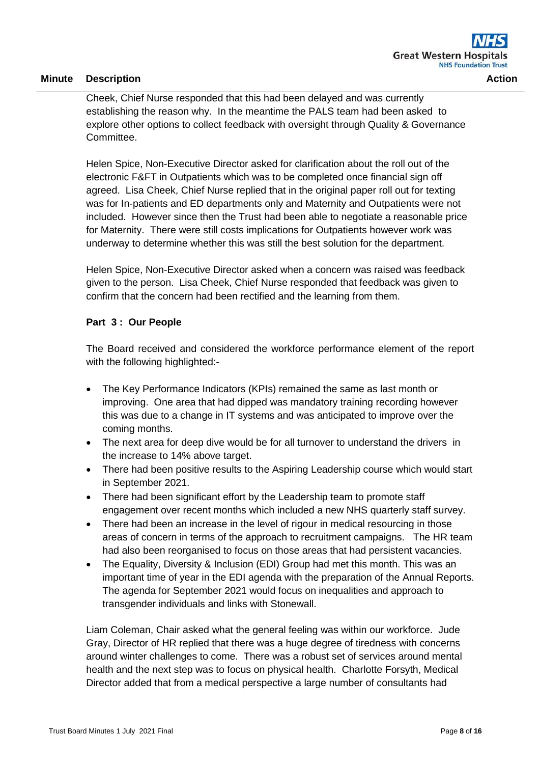Cheek, Chief Nurse responded that this had been delayed and was currently establishing the reason why. In the meantime the PALS team had been asked to explore other options to collect feedback with oversight through Quality & Governance Committee.

Helen Spice, Non-Executive Director asked for clarification about the roll out of the electronic F&FT in Outpatients which was to be completed once financial sign off agreed. Lisa Cheek, Chief Nurse replied that in the original paper roll out for texting was for In-patients and ED departments only and Maternity and Outpatients were not included. However since then the Trust had been able to negotiate a reasonable price for Maternity. There were still costs implications for Outpatients however work was underway to determine whether this was still the best solution for the department.

Helen Spice, Non-Executive Director asked when a concern was raised was feedback given to the person. Lisa Cheek, Chief Nurse responded that feedback was given to confirm that the concern had been rectified and the learning from them.

**Part 3 : Our People**

The Board received and considered the workforce performance element of the report with the following highlighted:-

- The Key Performance Indicators (KPIs) remained the same as last month or improving. One area that had dipped was mandatory training recording however this was due to a change in IT systems and was anticipated to improve over the coming months.
- The next area for deep dive would be for all turnover to understand the drivers in the increase to 14% above target.
- There had been positive results to the Aspiring Leadership course which would start in September 2021.
- There had been significant effort by the Leadership team to promote staff engagement over recent months which included a new NHS quarterly staff survey.
- There had been an increase in the level of rigour in medical resourcing in those areas of concern in terms of the approach to recruitment campaigns. The HR team had also been reorganised to focus on those areas that had persistent vacancies.
- The Equality, Diversity & Inclusion (EDI) Group had met this month. This was an important time of year in the EDI agenda with the preparation of the Annual Reports. The agenda for September 2021 would focus on inequalities and approach to transgender individuals and links with Stonewall.

Liam Coleman, Chair asked what the general feeling was within our workforce. Jude Gray, Director of HR replied that there was a huge degree of tiredness with concerns around winter challenges to come. There was a robust set of services around mental health and the next step was to focus on physical health. Charlotte Forsyth, Medical Director added that from a medical perspective a large number of consultants had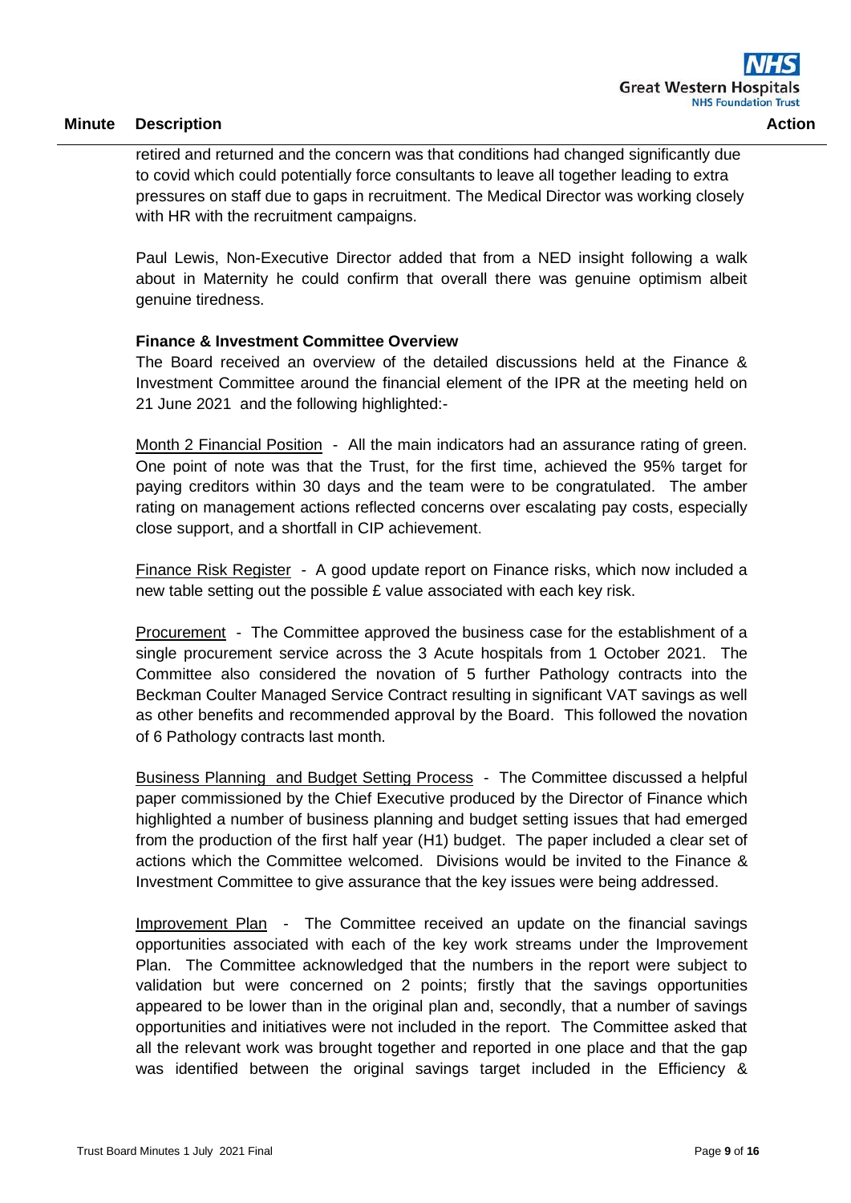| Minute | Description | Action |
|---|---|---|

retired and returned and the concern was that conditions had changed significantly due to covid which could potentially force consultants to leave all together leading to extra pressures on staff due to gaps in recruitment. The Medical Director was working closely with HR with the recruitment campaigns.

Paul Lewis, Non-Executive Director added that from a NED insight following a walk about in Maternity he could confirm that overall there was genuine optimism albeit genuine tiredness.

**Finance & Investment Committee Overview**

The Board received an overview of the detailed discussions held at the Finance & Investment Committee around the financial element of the IPR at the meeting held on 21 June 2021 and the following highlighted:-

Month 2 Financial Position - All the main indicators had an assurance rating of green. One point of note was that the Trust, for the first time, achieved the 95% target for paying creditors within 30 days and the team were to be congratulated. The amber rating on management actions reflected concerns over escalating pay costs, especially close support, and a shortfall in CIP achievement.

Finance Risk Register - A good update report on Finance risks, which now included a new table setting out the possible £ value associated with each key risk.

Procurement - The Committee approved the business case for the establishment of a single procurement service across the 3 Acute hospitals from 1 October 2021. The Committee also considered the novation of 5 further Pathology contracts into the Beckman Coulter Managed Service Contract resulting in significant VAT savings as well as other benefits and recommended approval by the Board. This followed the novation of 6 Pathology contracts last month.

Business Planning and Budget Setting Process - The Committee discussed a helpful paper commissioned by the Chief Executive produced by the Director of Finance which highlighted a number of business planning and budget setting issues that had emerged from the production of the first half year (H1) budget. The paper included a clear set of actions which the Committee welcomed. Divisions would be invited to the Finance & Investment Committee to give assurance that the key issues were being addressed.

Improvement Plan - The Committee received an update on the financial savings opportunities associated with each of the key work streams under the Improvement Plan. The Committee acknowledged that the numbers in the report were subject to validation but were concerned on 2 points; firstly that the savings opportunities appeared to be lower than in the original plan and, secondly, that a number of savings opportunities and initiatives were not included in the report. The Committee asked that all the relevant work was brought together and reported in one place and that the gap was identified between the original savings target included in the Efficiency &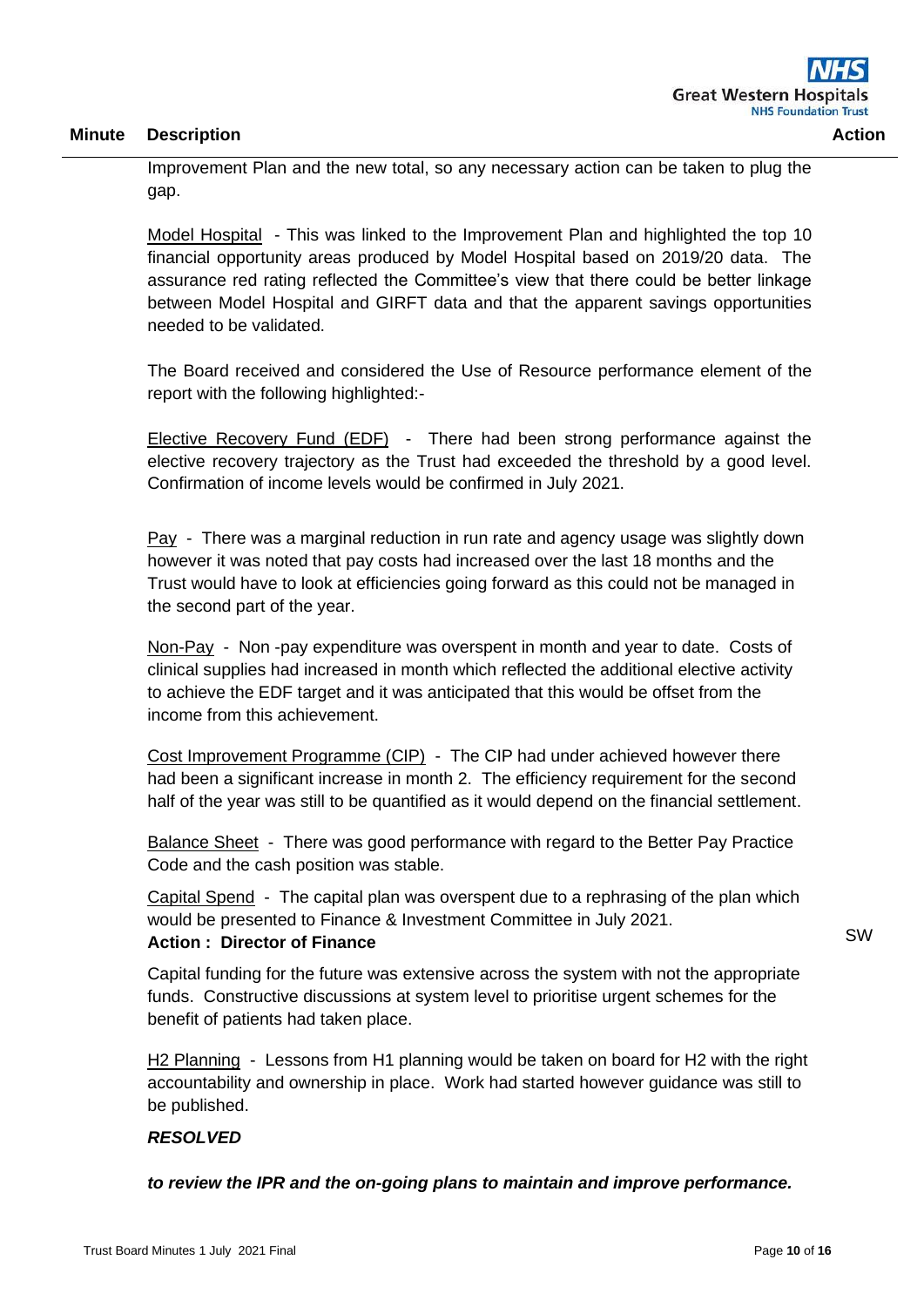| Minute | Description | Action |
|---|---|---|

Improvement Plan and the new total, so any necessary action can be taken to plug the gap.

Model Hospital - This was linked to the Improvement Plan and highlighted the top 10 financial opportunity areas produced by Model Hospital based on 2019/20 data. The assurance red rating reflected the Committee's view that there could be better linkage between Model Hospital and GIRFT data and that the apparent savings opportunities needed to be validated.

The Board received and considered the Use of Resource performance element of the report with the following highlighted:-

Elective Recovery Fund (EDF) - There had been strong performance against the elective recovery trajectory as the Trust had exceeded the threshold by a good level. Confirmation of income levels would be confirmed in July 2021.

Pay - There was a marginal reduction in run rate and agency usage was slightly down however it was noted that pay costs had increased over the last 18 months and the Trust would have to look at efficiencies going forward as this could not be managed in the second part of the year.

Non-Pay - Non -pay expenditure was overspent in month and year to date. Costs of clinical supplies had increased in month which reflected the additional elective activity to achieve the EDF target and it was anticipated that this would be offset from the income from this achievement.

Cost Improvement Programme (CIP) - The CIP had under achieved however there had been a significant increase in month 2. The efficiency requirement for the second half of the year was still to be quantified as it would depend on the financial settlement.

Balance Sheet - There was good performance with regard to the Better Pay Practice Code and the cash position was stable.

Capital Spend - The capital plan was overspent due to a rephrasing of the plan which would be presented to Finance & Investment Committee in July 2021.
**Action : Director of Finance** — SW

Capital funding for the future was extensive across the system with not the appropriate funds. Constructive discussions at system level to prioritise urgent schemes for the benefit of patients had taken place.

H2 Planning - Lessons from H1 planning would be taken on board for H2 with the right accountability and ownership in place. Work had started however guidance was still to be published.

***RESOLVED***

***to review the IPR and the on-going plans to maintain and improve performance.***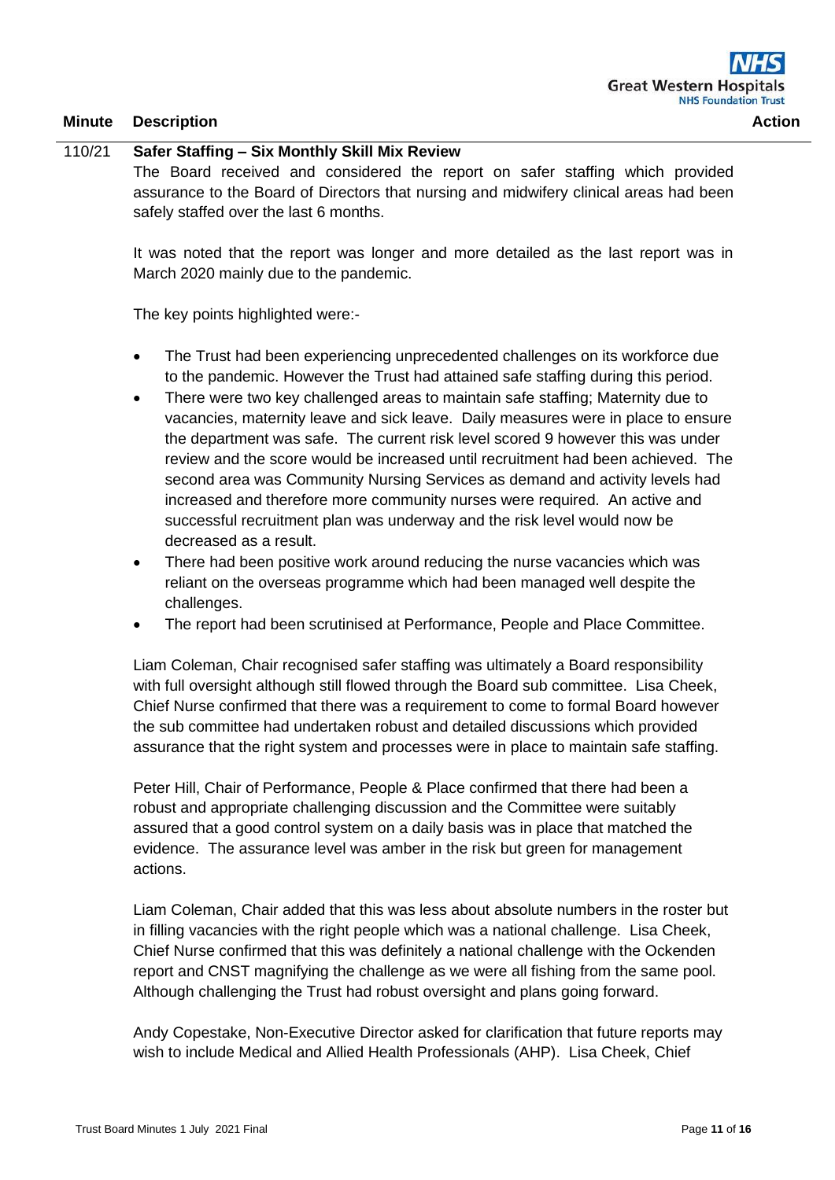| Minute | Description | Action |
|---|---|---|

**110/21 Safer Staffing – Six Monthly Skill Mix Review**

The Board received and considered the report on safer staffing which provided assurance to the Board of Directors that nursing and midwifery clinical areas had been safely staffed over the last 6 months.

It was noted that the report was longer and more detailed as the last report was in March 2020 mainly due to the pandemic.

The key points highlighted were:-

- The Trust had been experiencing unprecedented challenges on its workforce due to the pandemic. However the Trust had attained safe staffing during this period.
- There were two key challenged areas to maintain safe staffing; Maternity due to vacancies, maternity leave and sick leave. Daily measures were in place to ensure the department was safe. The current risk level scored 9 however this was under review and the score would be increased until recruitment had been achieved. The second area was Community Nursing Services as demand and activity levels had increased and therefore more community nurses were required. An active and successful recruitment plan was underway and the risk level would now be decreased as a result.
- There had been positive work around reducing the nurse vacancies which was reliant on the overseas programme which had been managed well despite the challenges.
- The report had been scrutinised at Performance, People and Place Committee.

Liam Coleman, Chair recognised safer staffing was ultimately a Board responsibility with full oversight although still flowed through the Board sub committee. Lisa Cheek, Chief Nurse confirmed that there was a requirement to come to formal Board however the sub committee had undertaken robust and detailed discussions which provided assurance that the right system and processes were in place to maintain safe staffing.

Peter Hill, Chair of Performance, People & Place confirmed that there had been a robust and appropriate challenging discussion and the Committee were suitably assured that a good control system on a daily basis was in place that matched the evidence. The assurance level was amber in the risk but green for management actions.

Liam Coleman, Chair added that this was less about absolute numbers in the roster but in filling vacancies with the right people which was a national challenge. Lisa Cheek, Chief Nurse confirmed that this was definitely a national challenge with the Ockenden report and CNST magnifying the challenge as we were all fishing from the same pool. Although challenging the Trust had robust oversight and plans going forward.

Andy Copestake, Non-Executive Director asked for clarification that future reports may wish to include Medical and Allied Health Professionals (AHP). Lisa Cheek, Chief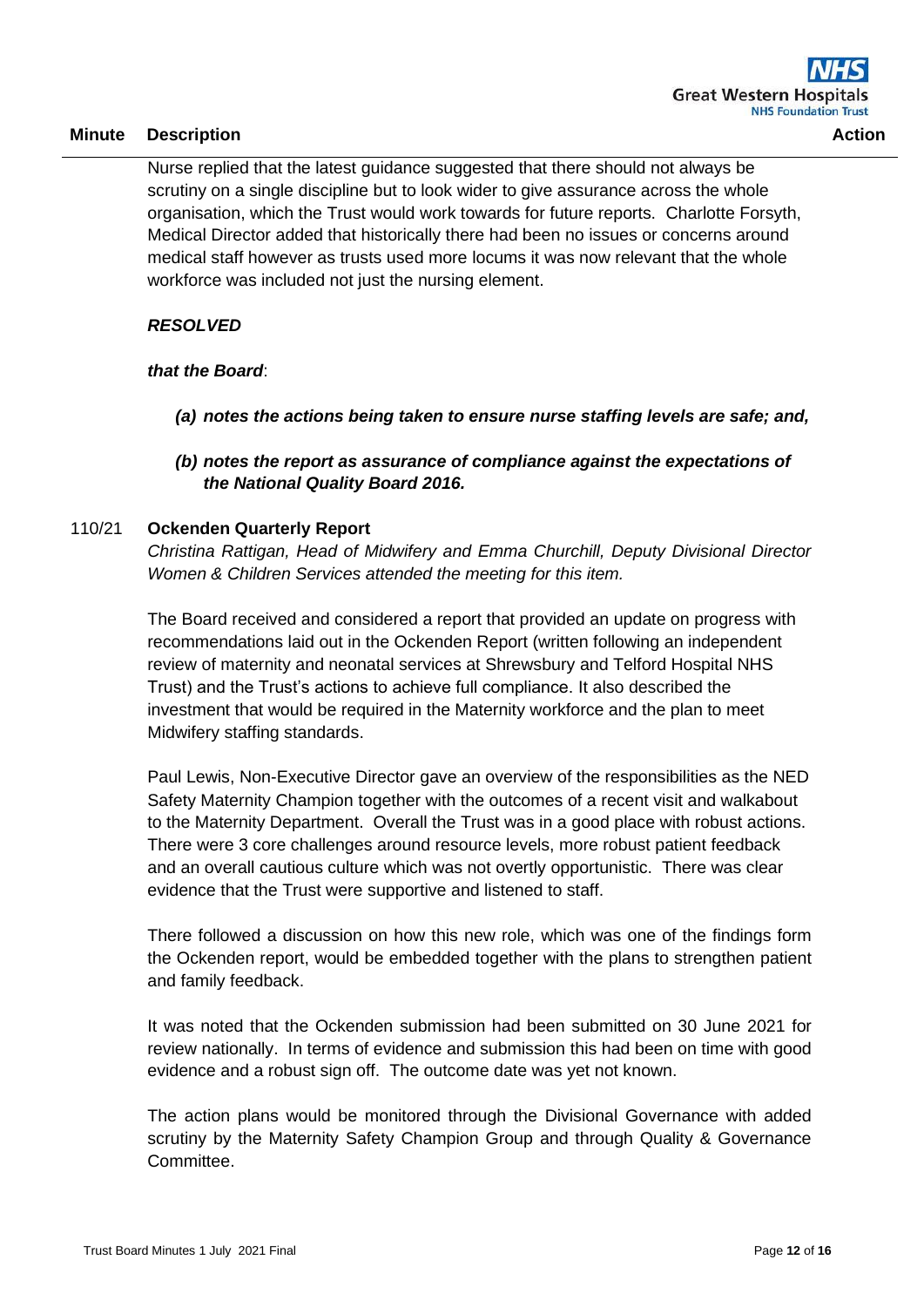| Minute | Description | Action |
|---|---|---|

Nurse replied that the latest guidance suggested that there should not always be scrutiny on a single discipline but to look wider to give assurance across the whole organisation, which the Trust would work towards for future reports. Charlotte Forsyth, Medical Director added that historically there had been no issues or concerns around medical staff however as trusts used more locums it was now relevant that the whole workforce was included not just the nursing element.

***RESOLVED***

***that the Board***:

- ***(a) notes the actions being taken to ensure nurse staffing levels are safe; and,***
- ***(b) notes the report as assurance of compliance against the expectations of the National Quality Board 2016.***

110/21 **Ockenden Quarterly Report**

*Christina Rattigan, Head of Midwifery and Emma Churchill, Deputy Divisional Director Women & Children Services attended the meeting for this item.*

The Board received and considered a report that provided an update on progress with recommendations laid out in the Ockenden Report (written following an independent review of maternity and neonatal services at Shrewsbury and Telford Hospital NHS Trust) and the Trust's actions to achieve full compliance. It also described the investment that would be required in the Maternity workforce and the plan to meet Midwifery staffing standards.

Paul Lewis, Non-Executive Director gave an overview of the responsibilities as the NED Safety Maternity Champion together with the outcomes of a recent visit and walkabout to the Maternity Department. Overall the Trust was in a good place with robust actions. There were 3 core challenges around resource levels, more robust patient feedback and an overall cautious culture which was not overtly opportunistic. There was clear evidence that the Trust were supportive and listened to staff.

There followed a discussion on how this new role, which was one of the findings form the Ockenden report, would be embedded together with the plans to strengthen patient and family feedback.

It was noted that the Ockenden submission had been submitted on 30 June 2021 for review nationally. In terms of evidence and submission this had been on time with good evidence and a robust sign off. The outcome date was yet not known.

The action plans would be monitored through the Divisional Governance with added scrutiny by the Maternity Safety Champion Group and through Quality & Governance Committee.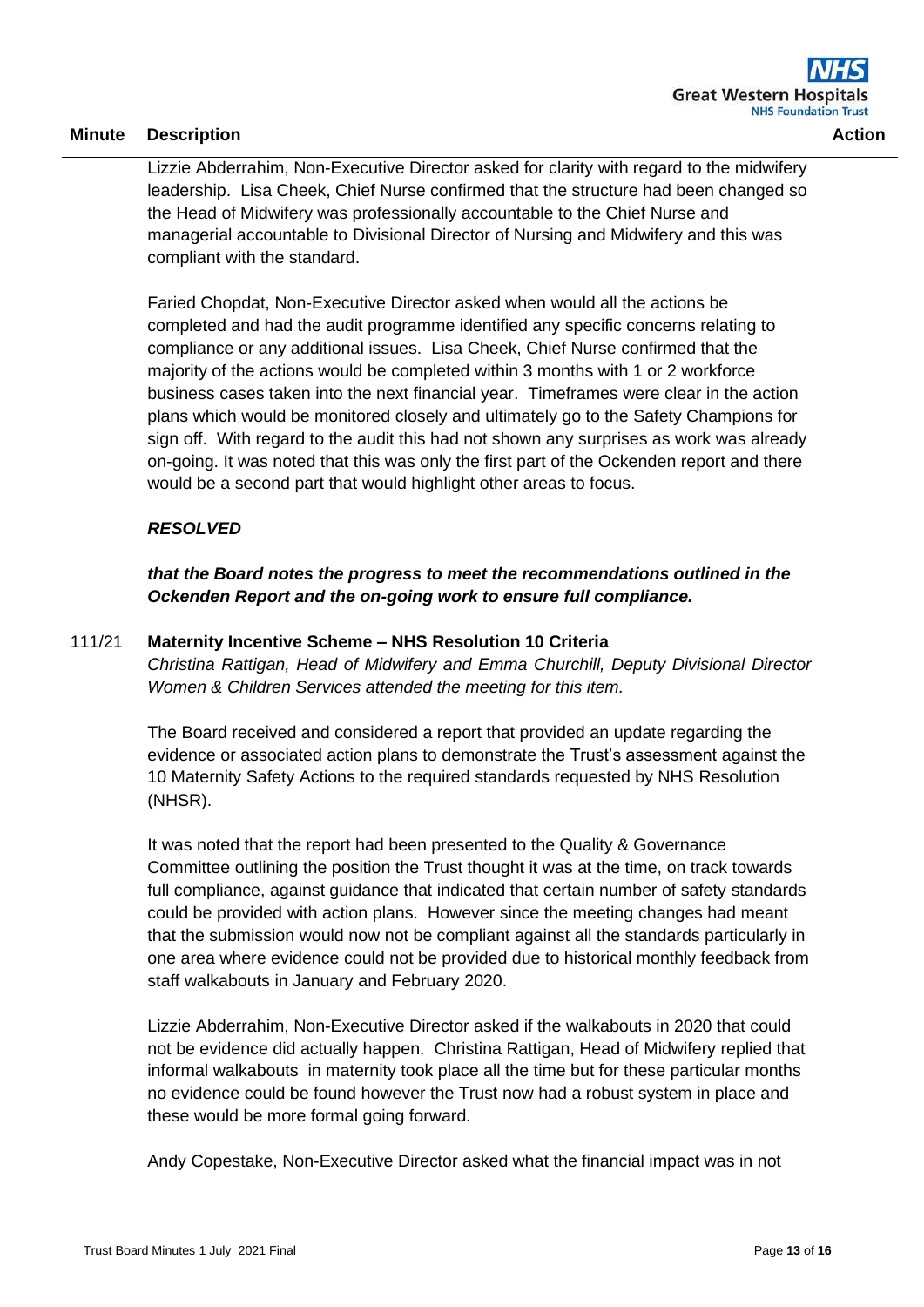| Minute | Description | Action |
|---|---|---|

Lizzie Abderrahim, Non-Executive Director asked for clarity with regard to the midwifery leadership. Lisa Cheek, Chief Nurse confirmed that the structure had been changed so the Head of Midwifery was professionally accountable to the Chief Nurse and managerial accountable to Divisional Director of Nursing and Midwifery and this was compliant with the standard.

Faried Chopdat, Non-Executive Director asked when would all the actions be completed and had the audit programme identified any specific concerns relating to compliance or any additional issues. Lisa Cheek, Chief Nurse confirmed that the majority of the actions would be completed within 3 months with 1 or 2 workforce business cases taken into the next financial year. Timeframes were clear in the action plans which would be monitored closely and ultimately go to the Safety Champions for sign off. With regard to the audit this had not shown any surprises as work was already on-going. It was noted that this was only the first part of the Ockenden report and there would be a second part that would highlight other areas to focus.

***RESOLVED***

***that the Board notes the progress to meet the recommendations outlined in the Ockenden Report and the on-going work to ensure full compliance.***

**111/21 Maternity Incentive Scheme – NHS Resolution 10 Criteria**

*Christina Rattigan, Head of Midwifery and Emma Churchill, Deputy Divisional Director Women & Children Services attended the meeting for this item.*

The Board received and considered a report that provided an update regarding the evidence or associated action plans to demonstrate the Trust's assessment against the 10 Maternity Safety Actions to the required standards requested by NHS Resolution (NHSR).

It was noted that the report had been presented to the Quality & Governance Committee outlining the position the Trust thought it was at the time, on track towards full compliance, against guidance that indicated that certain number of safety standards could be provided with action plans. However since the meeting changes had meant that the submission would now not be compliant against all the standards particularly in one area where evidence could not be provided due to historical monthly feedback from staff walkabouts in January and February 2020.

Lizzie Abderrahim, Non-Executive Director asked if the walkabouts in 2020 that could not be evidence did actually happen. Christina Rattigan, Head of Midwifery replied that informal walkabouts in maternity took place all the time but for these particular months no evidence could be found however the Trust now had a robust system in place and these would be more formal going forward.

Andy Copestake, Non-Executive Director asked what the financial impact was in not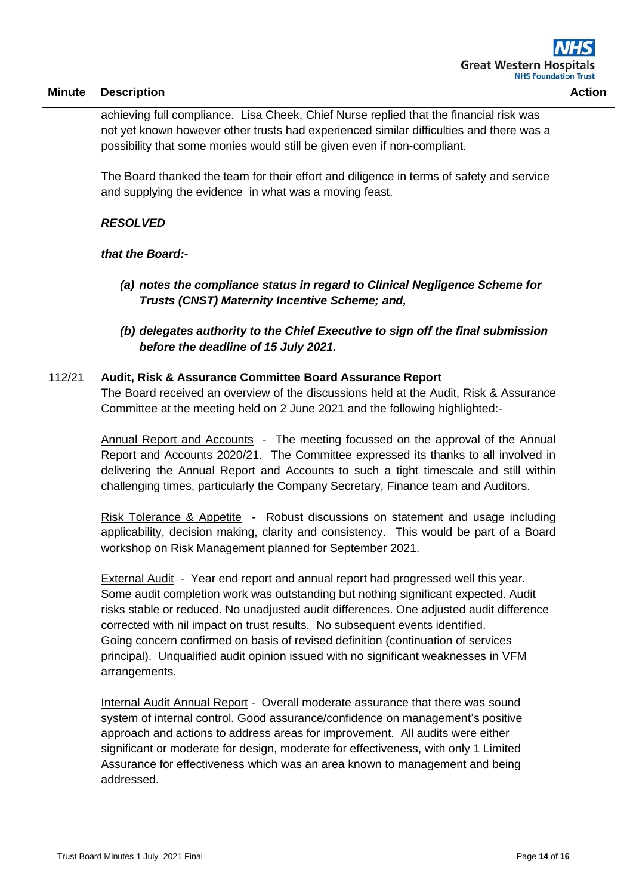achieving full compliance. Lisa Cheek, Chief Nurse replied that the financial risk was not yet known however other trusts had experienced similar difficulties and there was a possibility that some monies would still be given even if non-compliant.

The Board thanked the team for their effort and diligence in terms of safety and service and supplying the evidence in what was a moving feast.

***RESOLVED***

***that the Board:-***

***(a) notes the compliance status in regard to Clinical Negligence Scheme for Trusts (CNST) Maternity Incentive Scheme; and,***

***(b) delegates authority to the Chief Executive to sign off the final submission before the deadline of 15 July 2021.***

112/21 **Audit, Risk & Assurance Committee Board Assurance Report**

The Board received an overview of the discussions held at the Audit, Risk & Assurance Committee at the meeting held on 2 June 2021 and the following highlighted:-

<u>Annual Report and Accounts</u> - The meeting focussed on the approval of the Annual Report and Accounts 2020/21. The Committee expressed its thanks to all involved in delivering the Annual Report and Accounts to such a tight timescale and still within challenging times, particularly the Company Secretary, Finance team and Auditors.

<u>Risk Tolerance & Appetite</u> - Robust discussions on statement and usage including applicability, decision making, clarity and consistency. This would be part of a Board workshop on Risk Management planned for September 2021.

<u>External Audit</u> - Year end report and annual report had progressed well this year. Some audit completion work was outstanding but nothing significant expected. Audit risks stable or reduced. No unadjusted audit differences. One adjusted audit difference corrected with nil impact on trust results. No subsequent events identified. Going concern confirmed on basis of revised definition (continuation of services principal). Unqualified audit opinion issued with no significant weaknesses in VFM arrangements.

<u>Internal Audit Annual Report</u> - Overall moderate assurance that there was sound system of internal control. Good assurance/confidence on management's positive approach and actions to address areas for improvement. All audits were either significant or moderate for design, moderate for effectiveness, with only 1 Limited Assurance for effectiveness which was an area known to management and being addressed.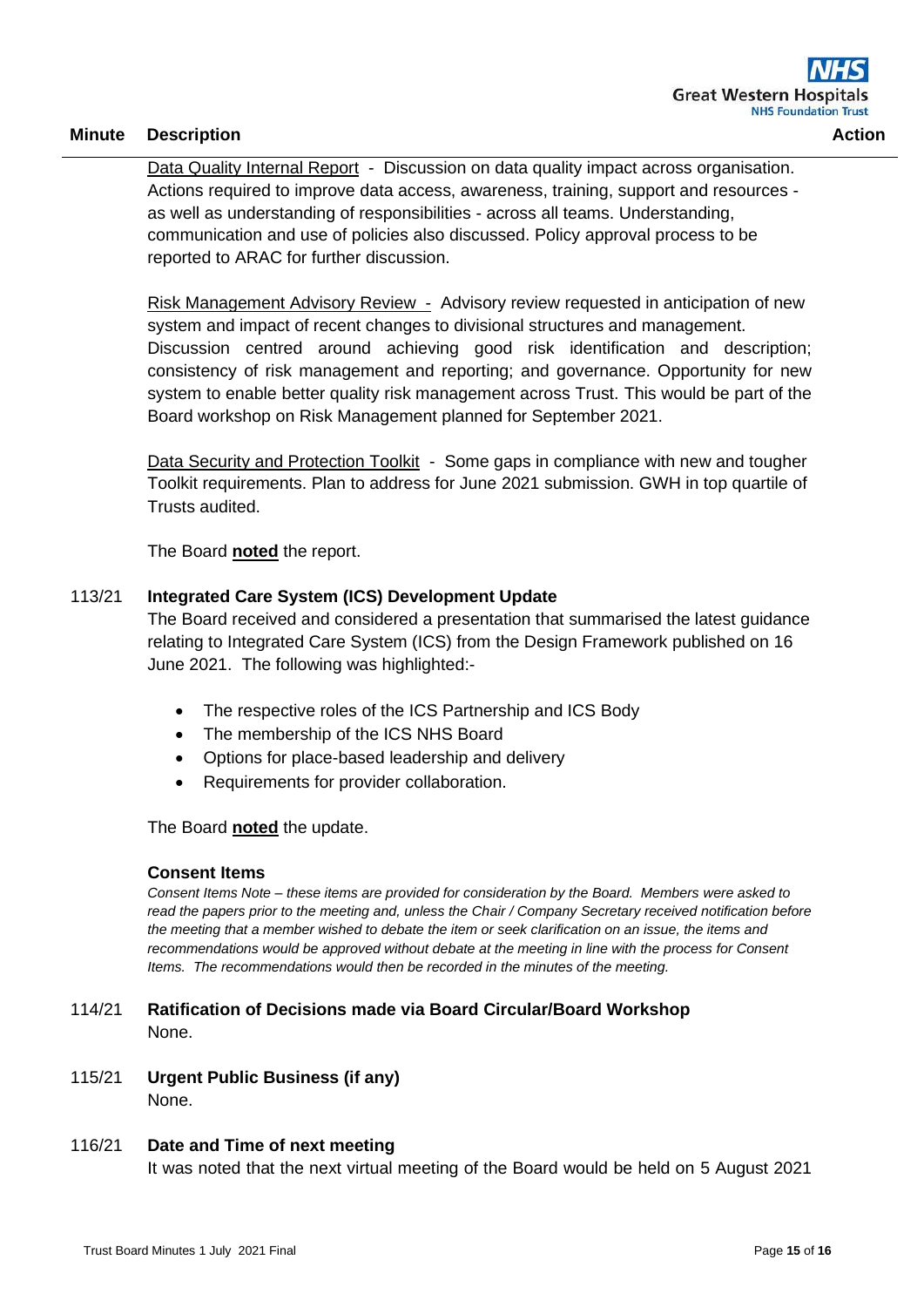| Minute | Description | Action |
|---|---|---|

Data Quality Internal Report - Discussion on data quality impact across organisation. Actions required to improve data access, awareness, training, support and resources - as well as understanding of responsibilities - across all teams. Understanding, communication and use of policies also discussed. Policy approval process to be reported to ARAC for further discussion.

Risk Management Advisory Review - Advisory review requested in anticipation of new system and impact of recent changes to divisional structures and management. Discussion centred around achieving good risk identification and description; consistency of risk management and reporting; and governance. Opportunity for new system to enable better quality risk management across Trust. This would be part of the Board workshop on Risk Management planned for September 2021.

Data Security and Protection Toolkit - Some gaps in compliance with new and tougher Toolkit requirements. Plan to address for June 2021 submission. GWH in top quartile of Trusts audited.

The Board **noted** the report.

113/21 **Integrated Care System (ICS) Development Update**

The Board received and considered a presentation that summarised the latest guidance relating to Integrated Care System (ICS) from the Design Framework published on 16 June 2021. The following was highlighted:-

- The respective roles of the ICS Partnership and ICS Body
- The membership of the ICS NHS Board
- Options for place-based leadership and delivery
- Requirements for provider collaboration.

The Board **noted** the update.

**Consent Items**

*Consent Items Note – these items are provided for consideration by the Board. Members were asked to read the papers prior to the meeting and, unless the Chair / Company Secretary received notification before the meeting that a member wished to debate the item or seek clarification on an issue, the items and recommendations would be approved without debate at the meeting in line with the process for Consent Items. The recommendations would then be recorded in the minutes of the meeting.*

114/21 **Ratification of Decisions made via Board Circular/Board Workshop**

None.

115/21 **Urgent Public Business (if any)**

None.

116/21 **Date and Time of next meeting**

It was noted that the next virtual meeting of the Board would be held on 5 August 2021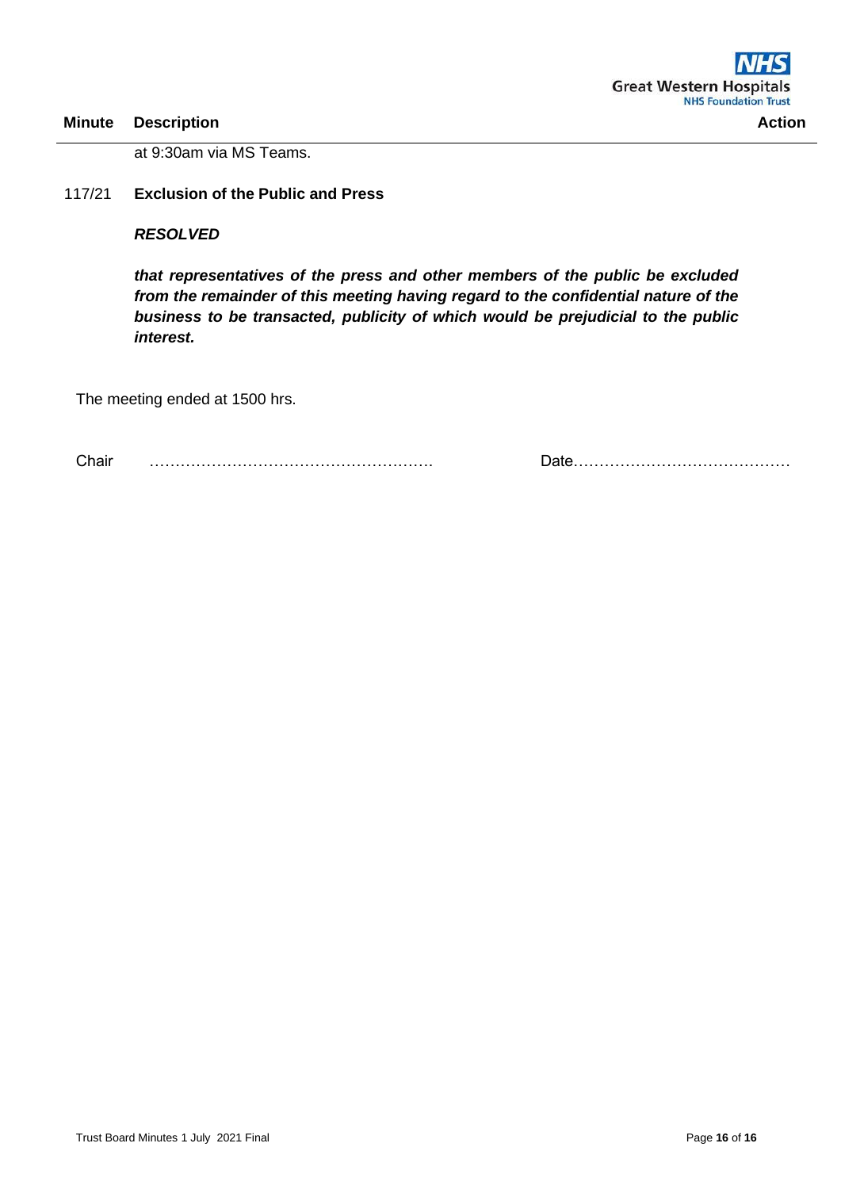| Minute | Description | Action |
|---|---|---|
| | at 9:30am via MS Teams. | |
| 117/21 | **Exclusion of the Public and Press** | |
| | ***RESOLVED*** | |
| | ***that representatives of the press and other members of the public be excluded from the remainder of this meeting having regard to the confidential nature of the business to be transacted, publicity of which would be prejudicial to the public interest.*** | |

The meeting ended at 1500 hrs.

Chair ………………………………………………  Date……………………………………